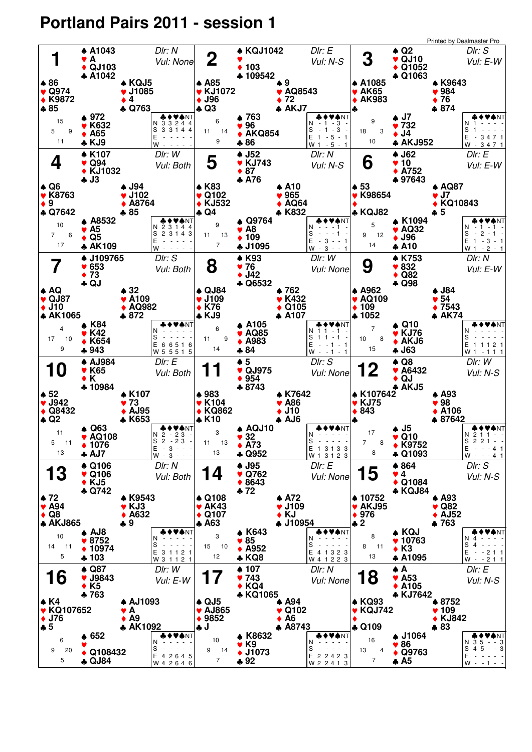# Portland Pairs 2011 - session 1

Printed by Dealmaster Pro

## Board 1

Dlr: N — Vul: None

- **North:** ♠ A1043 ♥ A ♦ QJ103 ♣ A1042
- **West:** ♠ 86 ♥ Q974 ♦ K9872 ♣ 85
- **East:** ♠ KQJ5 ♥ J1085 ♦ 4 ♣ Q763
- **South:** ♠ 972 ♥ K632 ♦ A65 ♣ KJ9

HCP: N 15, W 5, E 9, S 11

| | ♣ | ♦ | ♥ | ♠ | NT |
|---|---|---|---|---|---|
| N | 3 | 3 | 2 | 4 | 4 |
| S | 3 | 3 | 1 | 4 | 4 |
| E | - | - | - | - | - |
| W | - | - | - | - | - |

## Board 2

Dlr: E — Vul: N-S

- **North:** ♠ KQJ1042 ♥ — ♦ 103 ♣ 109542
- **West:** ♠ A85 ♥ KJ1072 ♦ J96 ♣ Q3
- **East:** ♠ 9 ♥ AQ8543 ♦ 72 ♣ AKJ7
- **South:** ♠ 763 ♥ 96 ♦ AKQ854 ♣ 86

HCP: N 6, W 11, E 14, S 9

| | ♣ | ♦ | ♥ | ♠ | NT |
|---|---|---|---|---|---|
| N | - | 1 | - | 3 | - |
| S | - | 1 | - | 3 | - |
| E | 1 | - | 5 | - | 1 |
| W | 1 | - | 5 | - | 1 |

## Board 3

Dlr: S — Vul: E-W

- **North:** ♠ Q2 ♥ QJ10 ♦ Q1052 ♣ Q1063
- **West:** ♠ A1085 ♥ AK65 ♦ AK983 ♣ —
- **East:** ♠ K9643 ♥ 984 ♦ 76 ♣ 874
- **South:** ♠ J7 ♥ 732 ♦ J4 ♣ AKJ952

HCP: N 9, W 18, E 3, S 10

| | ♣ | ♦ | ♥ | ♠ | NT |
|---|---|---|---|---|---|
| N | 1 | - | - | - | - |
| S | 1 | - | - | - | - |
| E | - | 3 | 4 | 7 | 1 |
| W | - | 3 | 4 | 7 | 1 |

## Board 4

Dlr: W — Vul: Both

- **North:** ♠ K107 ♥ Q94 ♦ KJ1032 ♣ J3
- **West:** ♠ Q6 ♥ K8763 ♦ 9 ♣ Q7642
- **East:** ♠ J94 ♥ J102 ♦ A8764 ♣ 85
- **South:** ♠ A8532 ♥ A5 ♦ Q5 ♣ AK109

HCP: N 10, W 7, E 6, S 17

| | ♣ | ♦ | ♥ | ♠ | NT |
|---|---|---|---|---|---|
| N | 2 | 3 | 1 | 4 | 4 |
| S | 2 | 3 | 1 | 4 | 3 |
| E | - | - | - | - | - |
| W | - | - | - | - | - |

## Board 5

Dlr: N — Vul: N-S

- **North:** ♠ J52 ♥ KJ743 ♦ 87 ♣ A76
- **West:** ♠ K83 ♥ Q102 ♦ KJ532 ♣ Q4
- **East:** ♠ A10 ♥ 965 ♦ AQ64 ♣ K832
- **South:** ♠ Q9764 ♥ A8 ♦ 109 ♣ J1095

HCP: N 9, W 11, E 13, S 7

| | ♣ | ♦ | ♥ | ♠ | NT |
|---|---|---|---|---|---|
| N | - | - | - | 1 | - |
| S | - | - | - | 1 | - |
| E | - | 3 | - | - | 1 |
| W | - | 3 | - | - | 1 |

## Board 6

Dlr: E — Vul: E-W

- **North:** ♠ J62 ♥ 10 ♦ A752 ♣ 97643
- **West:** ♠ 53 ♥ K98654 ♦ — ♣ KQJ82
- **East:** ♠ AQ87 ♥ J7 ♦ KQ10843 ♣ 5
- **South:** ♠ K1094 ♥ AQ32 ♦ J96 ♣ A10

HCP: N 5, W 9, E 12, S 14

| | ♣ | ♦ | ♥ | ♠ | NT |
|---|---|---|---|---|---|
| N | - | 1 | - | 1 | - |
| S | - | 2 | - | 1 | - |
| E | 1 | - | 3 | - | 1 |
| W | 1 | - | 2 | - | 1 |

## Board 7

Dlr: S — Vul: Both

- **North:** ♠ J109765 ♥ 653 ♦ 73 ♣ QJ
- **West:** ♠ AQ ♥ QJ87 ♦ J10 ♣ AK1065
- **East:** ♠ 32 ♥ A109 ♦ AQ982 ♣ 872
- **South:** ♠ K84 ♥ K42 ♦ K654 ♣ 943

HCP: N 4, W 17, E 10, S 9

| | ♣ | ♦ | ♥ | ♠ | NT |
|---|---|---|---|---|---|
| N | - | - | - | - | - |
| S | - | - | - | - | - |
| E | 6 | 6 | 5 | 1 | 6 |
| W | 5 | 5 | 5 | 1 | 5 |

## Board 8

Dlr: W — Vul: None

- **North:** ♠ K93 ♥ 76 ♦ J42 ♣ Q6532
- **West:** ♠ QJ84 ♥ J109 ♦ K76 ♣ KJ9
- **East:** ♠ 762 ♥ K432 ♦ Q105 ♣ A107
- **South:** ♠ A105 ♥ AQ85 ♦ A983 ♣ 84

HCP: N 6, W 11, E 9, S 14

| | ♣ | ♦ | ♥ | ♠ | NT |
|---|---|---|---|---|---|
| N | 1 | 1 | - | 1 | - |
| S | 1 | 1 | - | 1 | - |
| E | - | - | 1 | - | 1 |
| W | - | - | 1 | - | 1 |

## Board 9

Dlr: N — Vul: E-W

- **North:** ♠ K753 ♥ 832 ♦ Q82 ♣ Q98
- **West:** ♠ A962 ♥ AQ109 ♦ 109 ♣ 1052
- **East:** ♠ J84 ♥ 54 ♦ 7543 ♣ AK74
- **South:** ♠ Q10 ♥ KJ76 ♦ AKJ6 ♣ J63

HCP: N 7, W 10, E 8, S 15

| | ♣ | ♦ | ♥ | ♠ | NT |
|---|---|---|---|---|---|
| N | - | - | - | - | - |
| S | - | - | - | - | - |
| E | 1 | 1 | 1 | 2 | 1 |
| W | 1 | - | 1 | 1 | 1 |

## Board 10

Dlr: E — Vul: Both

- **North:** ♠ AJ984 ♥ K65 ♦ K ♣ 10984
- **West:** ♠ 52 ♥ J942 ♦ Q8432 ♣ Q2
- **East:** ♠ K107 ♥ 73 ♦ AJ95 ♣ K653
- **South:** ♠ Q63 ♥ AQ108 ♦ 1076 ♣ AJ7

HCP: N 11, W 5, E 11, S 13

| | ♣ | ♦ | ♥ | ♠ | NT |
|---|---|---|---|---|---|
| N | 2 | - | 2 | 3 | - |
| S | 2 | - | 2 | 3 | - |
| E | - | 3 | - | - | - |
| W | - | 3 | - | - | - |

## Board 11

Dlr: S — Vul: None

- **North:** ♠ 5 ♥ QJ975 ♦ 954 ♣ 8743
- **West:** ♠ 983 ♥ K104 ♦ KQ862 ♣ K10
- **East:** ♠ K7642 ♥ A86 ♦ J10 ♣ AJ6
- **South:** ♠ AQJ10 ♥ 32 ♦ A73 ♣ Q952

HCP: N 3, W 11, E 13, S 13

| | ♣ | ♦ | ♥ | ♠ | NT |
|---|---|---|---|---|---|
| N | - | - | - | - | - |
| S | - | - | - | - | - |
| E | 1 | 3 | 1 | 3 | 3 |
| W | 1 | 3 | 1 | 2 | 3 |

## Board 12

Dlr: W — Vul: N-S

- **North:** ♠ Q8 ♥ A6432 ♦ QJ ♣ AKJ5
- **West:** ♠ K107642 ♥ KJ75 ♦ 843 ♣ —
- **East:** ♠ A93 ♥ 98 ♦ A106 ♣ 87642
- **South:** ♠ J5 ♥ Q10 ♦ K9752 ♣ Q1093

HCP: N 17, W 7, E 8, S 8

| | ♣ | ♦ | ♥ | ♠ | NT |
|---|---|---|---|---|---|
| N | 2 | 1 | 1 | - | - |
| S | 2 | 2 | 1 | - | - |
| E | - | - | - | 4 | 1 |
| W | - | - | - | 4 | 1 |

## Board 13

Dlr: N — Vul: Both

- **North:** ♠ Q106 ♥ Q106 ♦ KJ5 ♣ Q742
- **West:** ♠ 72 ♥ A94 ♦ Q8 ♣ AKJ865
- **East:** ♠ K9543 ♥ KJ3 ♦ A632 ♣ 9
- **South:** ♠ AJ8 ♥ 8752 ♦ 10974 ♣ 103

HCP: N 10, W 14, E 11, S 5

| | ♣ | ♦ | ♥ | ♠ | NT |
|---|---|---|---|---|---|
| N | - | - | - | - | - |
| S | - | - | - | - | - |
| E | 3 | 1 | 1 | 2 | 1 |
| W | 3 | 1 | 1 | 2 | 1 |

## Board 14

Dlr: E — Vul: None

- **North:** ♠ J95 ♥ Q762 ♦ 8643 ♣ 72
- **West:** ♠ Q108 ♥ AK43 ♦ Q107 ♣ A63
- **East:** ♠ A72 ♥ J109 ♦ KJ ♣ J10954
- **South:** ♠ K643 ♥ 85 ♦ A952 ♣ KQ8

HCP: N 3, W 15, E 10, S 12

| | ♣ | ♦ | ♥ | ♠ | NT |
|---|---|---|---|---|---|
| N | - | - | - | - | - |
| S | - | - | - | - | - |
| E | 4 | 1 | 3 | 2 | 3 |
| W | 4 | 1 | 2 | 2 | 3 |

## Board 15

Dlr: S — Vul: N-S

- **North:** ♠ 864 ♥ 4 ♦ Q1084 ♣ KQJ84
- **West:** ♠ 10752 ♥ AKJ95 ♦ 976 ♣ 2
- **East:** ♠ A93 ♥ Q82 ♦ AJ52 ♣ 763
- **South:** ♠ KQJ ♥ 10763 ♦ K3 ♣ A1095

HCP: N 8, W 8, E 11, S 13

| | ♣ | ♦ | ♥ | ♠ | NT |
|---|---|---|---|---|---|
| N | 4 | - | - | - | - |
| S | 4 | - | - | - | - |
| E | - | - | 2 | 1 | 1 |
| W | - | - | 2 | 1 | 1 |

## Board 16

Dlr: W — Vul: E-W

- **North:** ♠ Q87 ♥ J9843 ♦ K5 ♣ 763
- **West:** ♠ K4 ♥ KQ107652 ♦ J76 ♣ 5
- **East:** ♠ AJ1093 ♥ A ♦ A9 ♣ AK1092
- **South:** ♠ 652 ♥ — ♦ Q108432 ♣ QJ84

HCP: N 6, W 9, E 20, S 5

| | ♣ | ♦ | ♥ | ♠ | NT |
|---|---|---|---|---|---|
| N | - | - | - | - | - |
| S | - | - | - | - | - |
| E | 4 | 2 | 6 | 4 | 5 |
| W | 4 | 2 | 6 | 4 | 6 |

## Board 17

Dlr: N — Vul: None

- **North:** ♠ 107 ♥ 743 ♦ KQ4 ♣ KQ1065
- **West:** ♠ QJ5 ♥ AJ865 ♦ 9852 ♣ J
- **East:** ♠ A94 ♥ Q102 ♦ A6 ♣ A8743
- **South:** ♠ K8632 ♥ K9 ♦ J1073 ♣ 92

HCP: N 10, W 9, E 14, S 7

| | ♣ | ♦ | ♥ | ♠ | NT |
|---|---|---|---|---|---|
| N | - | - | - | - | - |
| S | - | - | - | - | - |
| E | 2 | 2 | 4 | 2 | 3 |
| W | 2 | 2 | 4 | 1 | 3 |

## Board 18

Dlr: E — Vul: N-S

- **North:** ♠ A ♥ A53 ♦ A105 ♣ KJ7642
- **West:** ♠ KQ93 ♥ KQJ742 ♦ — ♣ Q109
- **East:** ♠ 8752 ♥ 109 ♦ KJ842 ♣ 83
- **South:** ♠ J1064 ♥ 86 ♦ Q9763 ♣ A5

HCP: N 16, W 13, E 4, S 7

| | ♣ | ♦ | ♥ | ♠ | NT |
|---|---|---|---|---|---|
| N | 3 | 5 | - | - | 3 |
| S | 4 | 5 | - | - | 3 |
| E | - | - | - | - | - |
| W | - | - | 1 | - | - |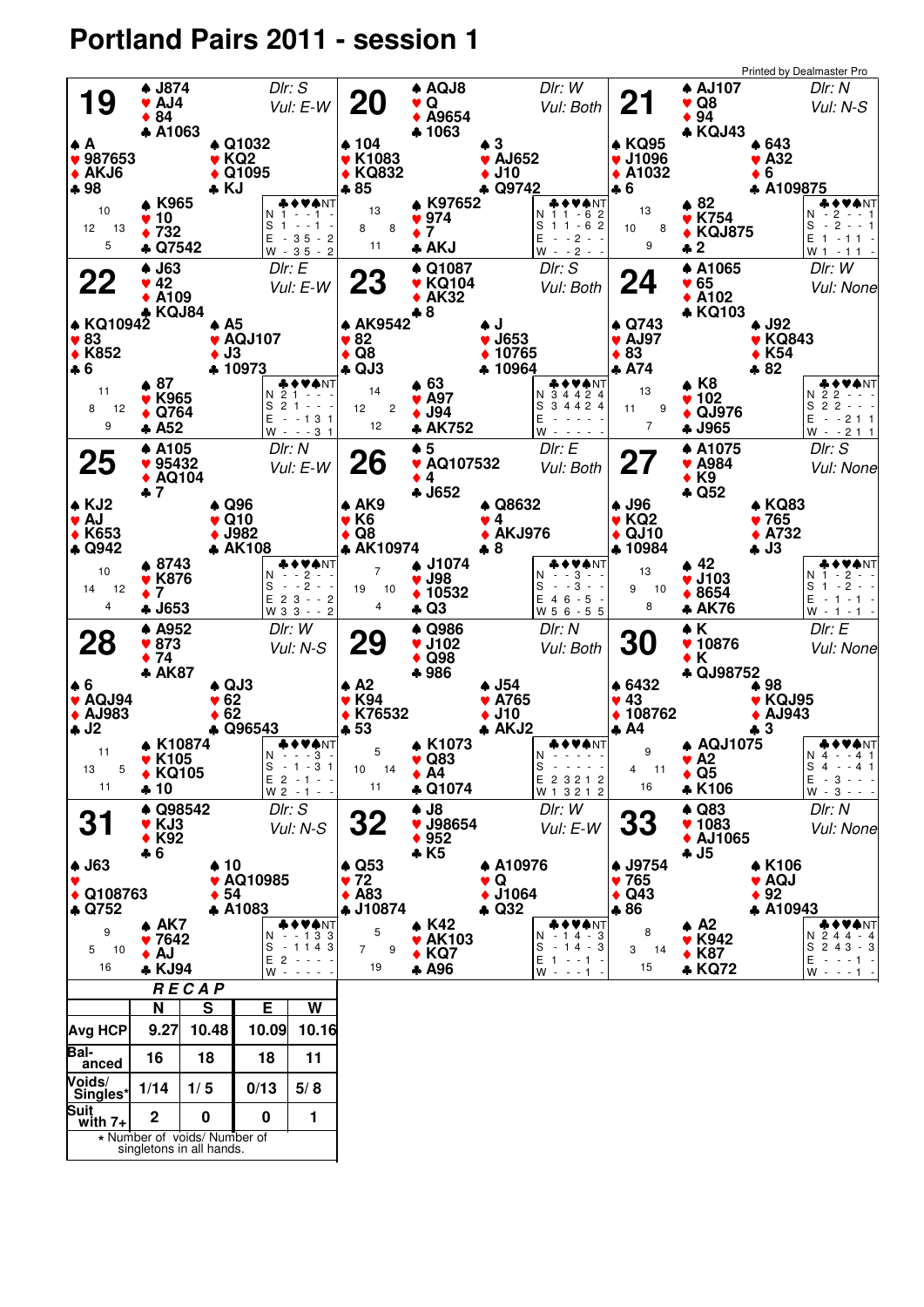# Portland Pairs 2011 - session 1

Printed by Dealmaster Pro

## Board 19

Dlr: S
Vul: E-W

North: ♠ J874 ♥ AJ4 ♦ 84 ♣ A1063

West: ♠ A ♥ 987653 ♦ AKJ6 ♣ 98

East: ♠ Q1032 ♥ KQ2 ♦ Q1095 ♣ KJ

South: ♠ K965 ♥ 10 ♦ 732 ♣ Q7542

HCP: N 10, W 12, E 13, S 5

| | ♣ | ♦ | ♥ | ♠ | NT |
|---|---|---|---|---|---|
| N | 1 | - | - | 1 | - |
| S | 1 | - | - | 1 | - |
| E | - | 3 | 5 | - | 2 |
| W | - | 3 | 5 | - | 2 |

## Board 20

Dlr: W
Vul: Both

North: ♠ AQJ8 ♥ Q ♦ A9654 ♣ 1063

West: ♠ 104 ♥ K1083 ♦ KQ832 ♣ 85

East: ♠ 3 ♥ AJ652 ♦ J10 ♣ Q9742

South: ♠ K97652 ♥ 974 ♦ 7 ♣ AKJ

HCP: N 13, W 8, E 8, S 11

| | ♣ | ♦ | ♥ | ♠ | NT |
|---|---|---|---|---|---|
| N | 1 | 1 | - | 6 | 2 |
| S | 1 | 1 | - | 6 | 2 |
| E | - | - | 2 | - | - |
| W | - | - | 2 | - | - |

## Board 21

Dlr: N
Vul: N-S

North: ♠ AJ107 ♥ Q8 ♦ 94 ♣ KQJ43

West: ♠ KQ95 ♥ J1096 ♦ A1032 ♣ 6

East: ♠ 643 ♥ A32 ♦ 6 ♣ A109875

South: ♠ 82 ♥ K754 ♦ KQJ875 ♣ 2

HCP: N 13, W 10, E 8, S 9

| | ♣ | ♦ | ♥ | ♠ | NT |
|---|---|---|---|---|---|
| N | - | 2 | - | - | 1 |
| S | - | 2 | - | - | 1 |
| E | 1 | - | 1 | 1 | - |
| W | 1 | - | 1 | 1 | - |

## Board 22

Dlr: E
Vul: E-W

North: ♠ J63 ♥ 42 ♦ A109 ♣ KQJ84

West: ♠ KQ10942 ♥ 83 ♦ K852 ♣ 6

East: ♠ A5 ♥ AQJ107 ♦ J3 ♣ 10973

South: ♠ 87 ♥ K965 ♦ Q764 ♣ A52

HCP: N 11, W 8, E 12, S 9

| | ♣ | ♦ | ♥ | ♠ | NT |
|---|---|---|---|---|---|
| N | 2 | 1 | - | - | - |
| S | 2 | 1 | - | - | - |
| E | - | - | 1 | 3 | 1 |
| W | - | - | - | 3 | 1 |

## Board 23

Dlr: S
Vul: Both

North: ♠ Q1087 ♥ KQ104 ♦ AK32 ♣ 8

West: ♠ AK9542 ♥ 82 ♦ Q8 ♣ QJ3

East: ♠ J ♥ J653 ♦ 10765 ♣ 10964

South: ♠ 63 ♥ A97 ♦ J94 ♣ AK752

HCP: N 14, W 12, E 2, S 12

| | ♣ | ♦ | ♥ | ♠ | NT |
|---|---|---|---|---|---|
| N | 3 | 4 | 4 | 2 | 4 |
| S | 3 | 4 | 4 | 2 | 4 |
| E | - | - | - | - | - |
| W | - | - | - | - | - |

## Board 24

Dlr: W
Vul: None

North: ♠ A1065 ♥ 65 ♦ A102 ♣ KQ103

West: ♠ Q743 ♥ AJ97 ♦ 83 ♣ A74

East: ♠ J92 ♥ KQ843 ♦ K54 ♣ 82

South: ♠ K8 ♥ 102 ♦ QJ976 ♣ J965

HCP: N 13, W 11, E 9, S 7

| | ♣ | ♦ | ♥ | ♠ | NT |
|---|---|---|---|---|---|
| N | 2 | 2 | - | - | - |
| S | 2 | 2 | - | - | - |
| E | - | - | 2 | 1 | 1 |
| W | - | - | 2 | 1 | 1 |

## Board 25

Dlr: N
Vul: E-W

North: ♠ A105 ♥ 95432 ♦ AQ104 ♣ 7

West: ♠ KJ2 ♥ AJ ♦ K653 ♣ Q942

East: ♠ Q96 ♥ Q10 ♦ J982 ♣ AK108

South: ♠ 8743 ♥ K876 ♦ 7 ♣ J653

HCP: N 10, W 14, E 12, S 4

| | ♣ | ♦ | ♥ | ♠ | NT |
|---|---|---|---|---|---|
| N | - | - | 2 | - | - |
| S | - | - | 2 | - | - |
| E | 2 | 3 | - | - | 2 |
| W | 3 | 3 | - | - | 2 |

## Board 26

Dlr: E
Vul: Both

North: ♠ 5 ♥ AQ107532 ♦ 4 ♣ J652

West: ♠ AK9 ♥ K6 ♦ Q8 ♣ AK10974

East: ♠ Q8632 ♥ 4 ♦ AKJ976 ♣ 8

South: ♠ J1074 ♥ J98 ♦ 10532 ♣ Q3

HCP: N 7, W 19, E 10, S 4

| | ♣ | ♦ | ♥ | ♠ | NT |
|---|---|---|---|---|---|
| N | - | - | 3 | - | - |
| S | - | - | 3 | - | - |
| E | 4 | 6 | - | 5 | - |
| W | 5 | 6 | - | 5 | 5 |

## Board 27

Dlr: S
Vul: None

North: ♠ A1075 ♥ A984 ♦ K9 ♣ Q52

West: ♠ J96 ♥ KQ2 ♦ QJ10 ♣ 10984

East: ♠ KQ83 ♥ 765 ♦ A732 ♣ J3

South: ♠ 42 ♥ J103 ♦ 8654 ♣ AK76

HCP: N 13, W 9, E 10, S 8

| | ♣ | ♦ | ♥ | ♠ | NT |
|---|---|---|---|---|---|
| N | 1 | - | 2 | - | - |
| S | 1 | - | 2 | - | - |
| E | - | 1 | - | 1 | - |
| W | - | 1 | - | 1 | - |

## Board 28

Dlr: W
Vul: N-S

North: ♠ A952 ♥ 873 ♦ 74 ♣ AK87

West: ♠ 6 ♥ AQJ94 ♦ AJ983 ♣ J2

East: ♠ QJ3 ♥ 62 ♦ 62 ♣ Q96543

South: ♠ K10874 ♥ K105 ♦ KQ105 ♣ 10

HCP: N 11, W 13, E 5, S 11

| | ♣ | ♦ | ♥ | ♠ | NT |
|---|---|---|---|---|---|
| N | - | - | - | 3 | - |
| S | - | - | 1 | 3 | 1 |
| E | 2 | - | 1 | - | - |
| W | 2 | - | 1 | - | - |

## Board 29

Dlr: N
Vul: Both

North: ♠ Q986 ♥ J102 ♦ Q98 ♣ 986

West: ♠ A2 ♥ K94 ♦ K76532 ♣ 53

East: ♠ J54 ♥ A765 ♦ J10 ♣ AKJ2

South: ♠ K1073 ♥ Q83 ♦ A4 ♣ Q1074

HCP: N 5, W 10, E 14, S 11

| | ♣ | ♦ | ♥ | ♠ | NT |
|---|---|---|---|---|---|
| N | - | - | - | - | - |
| S | - | - | - | - | - |
| E | 2 | 3 | 2 | 1 | 2 |
| W | 1 | 3 | 2 | 1 | 2 |

## Board 30

Dlr: E
Vul: None

North: ♠ K ♥ 10876 ♦ K ♣ QJ98752

West: ♠ 6432 ♥ 43 ♦ 108762 ♣ A4

East: ♠ 98 ♥ KQJ95 ♦ AJ943 ♣ 3

South: ♠ AQJ1075 ♥ A2 ♦ Q5 ♣ K106

HCP: N 9, W 4, E 11, S 16

| | ♣ | ♦ | ♥ | ♠ | NT |
|---|---|---|---|---|---|
| N | 4 | - | - | 4 | 1 |
| S | 4 | - | - | 4 | 1 |
| E | - | 3 | - | - | - |
| W | - | 3 | - | - | - |

## Board 31

Dlr: S
Vul: N-S

North: ♠ Q98542 ♥ KJ3 ♦ K92 ♣ 6

West: ♠ J63 ♥ — ♦ Q108763 ♣ Q752

East: ♠ 10 ♥ AQ10985 ♦ 54 ♣ A1083

South: ♠ AK7 ♥ 7642 ♦ AJ ♣ KJ94

HCP: N 9, W 5, E 10, S 16

| | ♣ | ♦ | ♥ | ♠ | NT |
|---|---|---|---|---|---|
| N | - | - | 1 | 3 | 3 |
| S | - | 1 | 1 | 4 | 3 |
| E | 2 | - | - | - | - |
| W | - | - | - | - | - |

## Board 32

Dlr: W
Vul: E-W

North: ♠ J8 ♥ J98654 ♦ 952 ♣ K5

West: ♠ Q53 ♥ 72 ♦ A83 ♣ J10874

East: ♠ A10976 ♥ Q ♦ J1064 ♣ Q32

South: ♠ K42 ♥ AK103 ♦ KQ7 ♣ A96

HCP: N 5, W 7, E 9, S 19

| | ♣ | ♦ | ♥ | ♠ | NT |
|---|---|---|---|---|---|
| N | - | 1 | 4 | - | 3 |
| S | - | 1 | 4 | - | 3 |
| E | 1 | - | - | 1 | - |
| W | - | - | - | 1 | - |

## Board 33

Dlr: N
Vul: None

North: ♠ Q83 ♥ 1083 ♦ AJ1065 ♣ J5

West: ♠ J9754 ♥ 765 ♦ Q43 ♣ 86

East: ♠ K106 ♥ AQJ ♦ 92 ♣ A10943

South: ♠ A2 ♥ K942 ♦ K87 ♣ KQ72

HCP: N 8, W 3, E 14, S 15

| | ♣ | ♦ | ♥ | ♠ | NT |
|---|---|---|---|---|---|
| N | 2 | 4 | 4 | - | 4 |
| S | 2 | 4 | 3 | - | 3 |
| E | - | - | - | 1 | - |
| W | - | - | - | 1 | - |

## RECAP

| | N | S | E | W |
|---|---|---|---|---|
| Avg HCP | 9.27 | 10.48 | 10.09 | 10.16 |
| Balanced | 16 | 18 | 18 | 11 |
| Voids/ Singles* | 1/14 | 1/ 5 | 0/13 | 5/ 8 |
| Suit with 7+ | 2 | 0 | 0 | 1 |

* Number of voids/ Number of singletons in all hands.